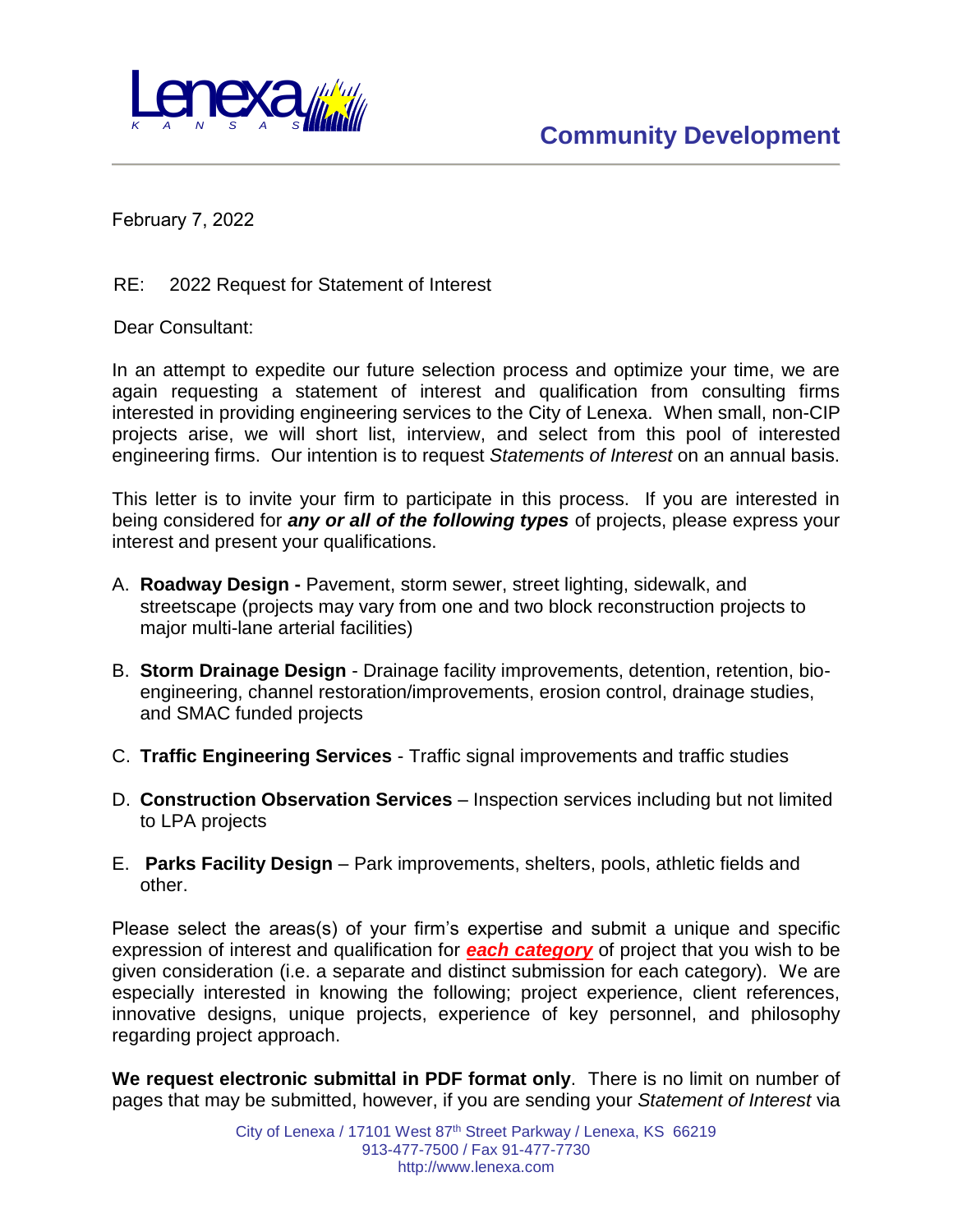Lenexa KANSAS

**Community Development**

February 7, 2022

RE: 2022 Request for Statement of Interest

Dear Consultant:

In an attempt to expedite our future selection process and optimize your time, we are again requesting a statement of interest and qualification from consulting firms interested in providing engineering services to the City of Lenexa. When small, non-CIP projects arise, we will short list, interview, and select from this pool of interested engineering firms. Our intention is to request *Statements of Interest* on an annual basis.

This letter is to invite your firm to participate in this process. If you are interested in being considered for ***any or all of the following types*** of projects, please express your interest and present your qualifications.

A. **Roadway Design -** Pavement, storm sewer, street lighting, sidewalk, and streetscape (projects may vary from one and two block reconstruction projects to major multi-lane arterial facilities)

B. **Storm Drainage Design** - Drainage facility improvements, detention, retention, bio-engineering, channel restoration/improvements, erosion control, drainage studies, and SMAC funded projects

C. **Traffic Engineering Services** - Traffic signal improvements and traffic studies

D. **Construction Observation Services** – Inspection services including but not limited to LPA projects

E. **Parks Facility Design** – Park improvements, shelters, pools, athletic fields and other.

Please select the areas(s) of your firm's expertise and submit a unique and specific expression of interest and qualification for ***each category*** of project that you wish to be given consideration (i.e. a separate and distinct submission for each category). We are especially interested in knowing the following; project experience, client references, innovative designs, unique projects, experience of key personnel, and philosophy regarding project approach.

**We request electronic submittal in PDF format only**. There is no limit on number of pages that may be submitted, however, if you are sending your *Statement of Interest* via

City of Lenexa / 17101 West 87th Street Parkway / Lenexa, KS 66219
913-477-7500 / Fax 91-477-7730
http://www.lenexa.com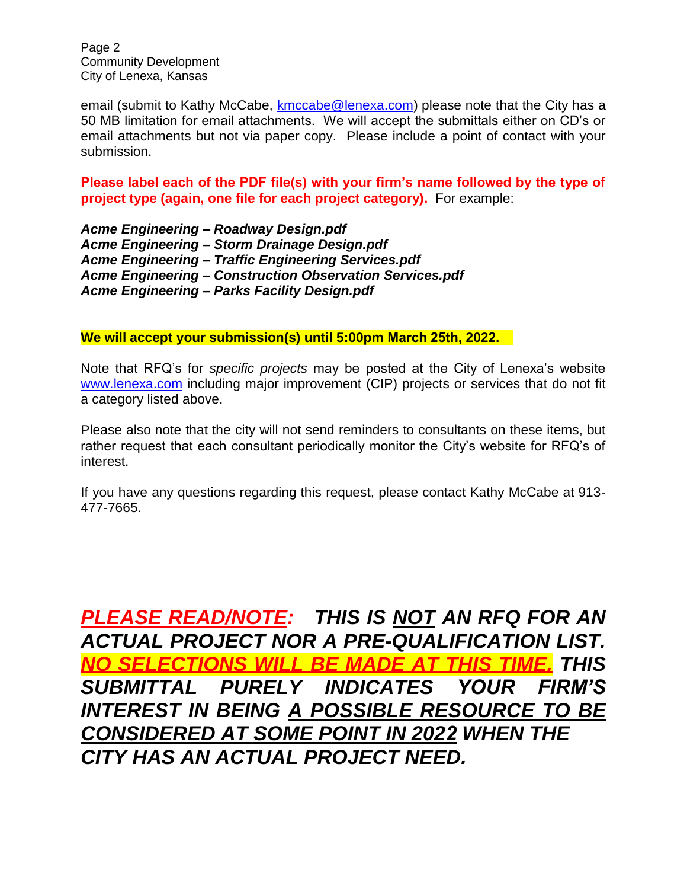email (submit to Kathy McCabe, kmccabe@lenexa.com) please note that the City has a 50 MB limitation for email attachments. We will accept the submittals either on CD's or email attachments but not via paper copy. Please include a point of contact with your submission.

**Please label each of the PDF file(s) with your firm's name followed by the type of project type (again, one file for each project category).** For example:

***Acme Engineering – Roadway Design.pdf***
***Acme Engineering – Storm Drainage Design.pdf***
***Acme Engineering – Traffic Engineering Services.pdf***
***Acme Engineering – Construction Observation Services.pdf***
***Acme Engineering – Parks Facility Design.pdf***

**We will accept your submission(s) until 5:00pm March 25th, 2022.**

Note that RFQ's for *specific projects* may be posted at the City of Lenexa's website www.lenexa.com including major improvement (CIP) projects or services that do not fit a category listed above.

Please also note that the city will not send reminders to consultants on these items, but rather request that each consultant periodically monitor the City's website for RFQ's of interest.

If you have any questions regarding this request, please contact Kathy McCabe at 913-477-7665.

***PLEASE READ/NOTE: THIS IS NOT AN RFQ FOR AN ACTUAL PROJECT NOR A PRE-QUALIFICATION LIST. NO SELECTIONS WILL BE MADE AT THIS TIME. THIS SUBMITTAL PURELY INDICATES YOUR FIRM'S INTEREST IN BEING A POSSIBLE RESOURCE TO BE CONSIDERED AT SOME POINT IN 2022 WHEN THE CITY HAS AN ACTUAL PROJECT NEED.***